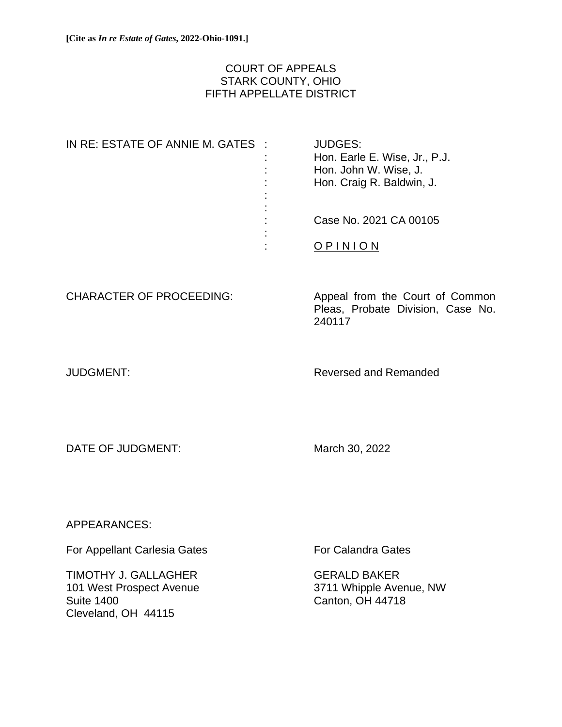**[Cite as *In re Estate of Gates*, 2022-Ohio-1091.]**

COURT OF APPEALS
STARK COUNTY, OHIO
FIFTH APPELLATE DISTRICT

| | |
|---|---|
| IN RE: ESTATE OF ANNIE M. GATES | JUDGES: |
| | Hon. Earle E. Wise, Jr., P.J. |
| | Hon. John W. Wise, J. |
| | Hon. Craig R. Baldwin, J. |
| | |
| | Case No. 2021 CA 00105 |
| | |
| | O P I N I O N |

CHARACTER OF PROCEEDING: Appeal from the Court of Common Pleas, Probate Division, Case No. 240117

JUDGMENT: Reversed and Remanded

DATE OF JUDGMENT: March 30, 2022

APPEARANCES:

| For Appellant Carlesia Gates | For Calandra Gates |
|---|---|
| TIMOTHY J. GALLAGHER | GERALD BAKER |
| 101 West Prospect Avenue | 3711 Whipple Avenue, NW |
| Suite 1400 | Canton, OH 44718 |
| Cleveland, OH 44115 | |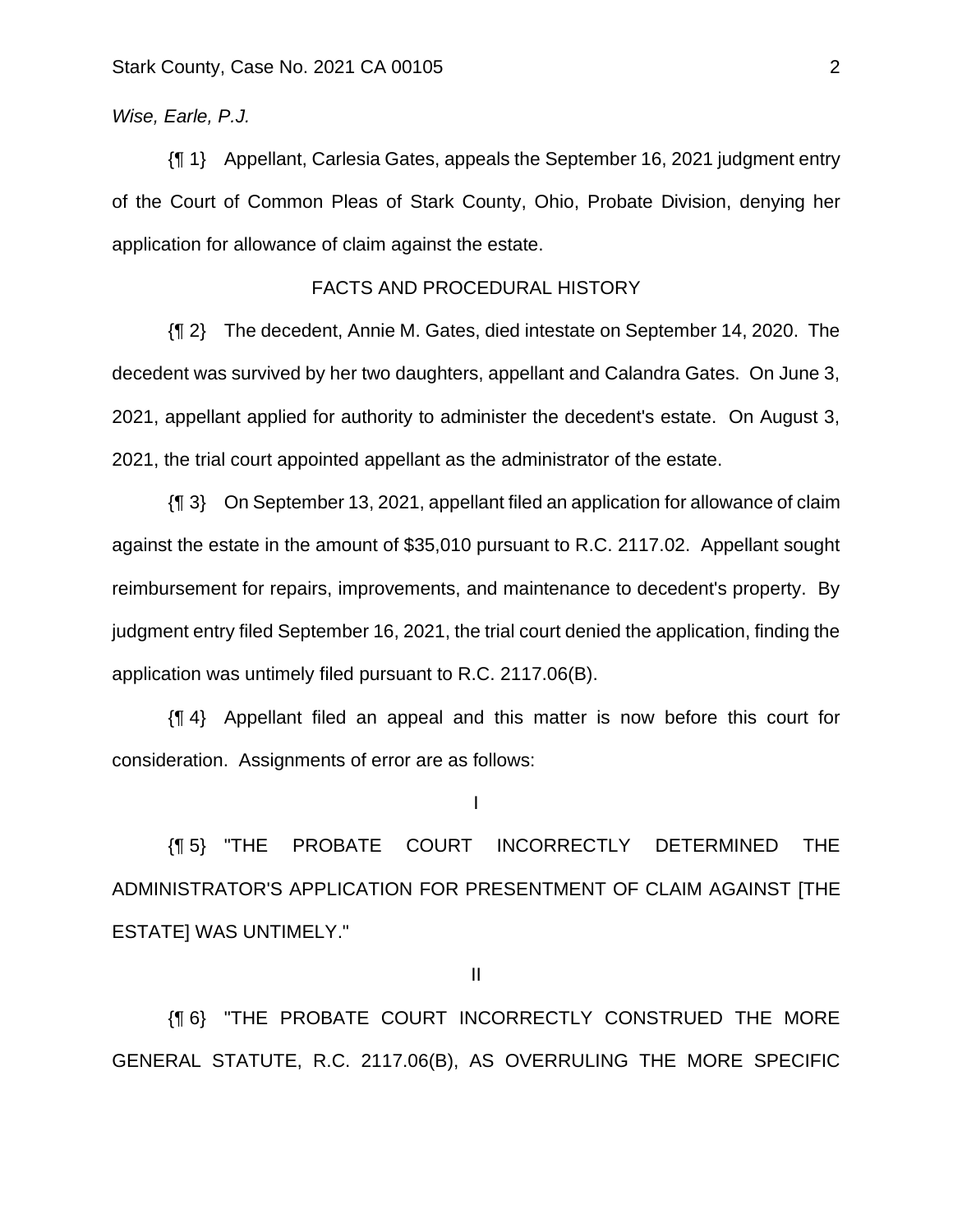*Wise, Earle, P.J.*

{¶ 1} Appellant, Carlesia Gates, appeals the September 16, 2021 judgment entry of the Court of Common Pleas of Stark County, Ohio, Probate Division, denying her application for allowance of claim against the estate.

## FACTS AND PROCEDURAL HISTORY

{¶ 2} The decedent, Annie M. Gates, died intestate on September 14, 2020. The decedent was survived by her two daughters, appellant and Calandra Gates. On June 3, 2021, appellant applied for authority to administer the decedent's estate. On August 3, 2021, the trial court appointed appellant as the administrator of the estate.

{¶ 3} On September 13, 2021, appellant filed an application for allowance of claim against the estate in the amount of $35,010 pursuant to R.C. 2117.02. Appellant sought reimbursement for repairs, improvements, and maintenance to decedent's property. By judgment entry filed September 16, 2021, the trial court denied the application, finding the application was untimely filed pursuant to R.C. 2117.06(B).

{¶ 4} Appellant filed an appeal and this matter is now before this court for consideration. Assignments of error are as follows:

I

{¶ 5} "THE PROBATE COURT INCORRECTLY DETERMINED THE ADMINISTRATOR'S APPLICATION FOR PRESENTMENT OF CLAIM AGAINST [THE ESTATE] WAS UNTIMELY."

II

{¶ 6} "THE PROBATE COURT INCORRECTLY CONSTRUED THE MORE GENERAL STATUTE, R.C. 2117.06(B), AS OVERRULING THE MORE SPECIFIC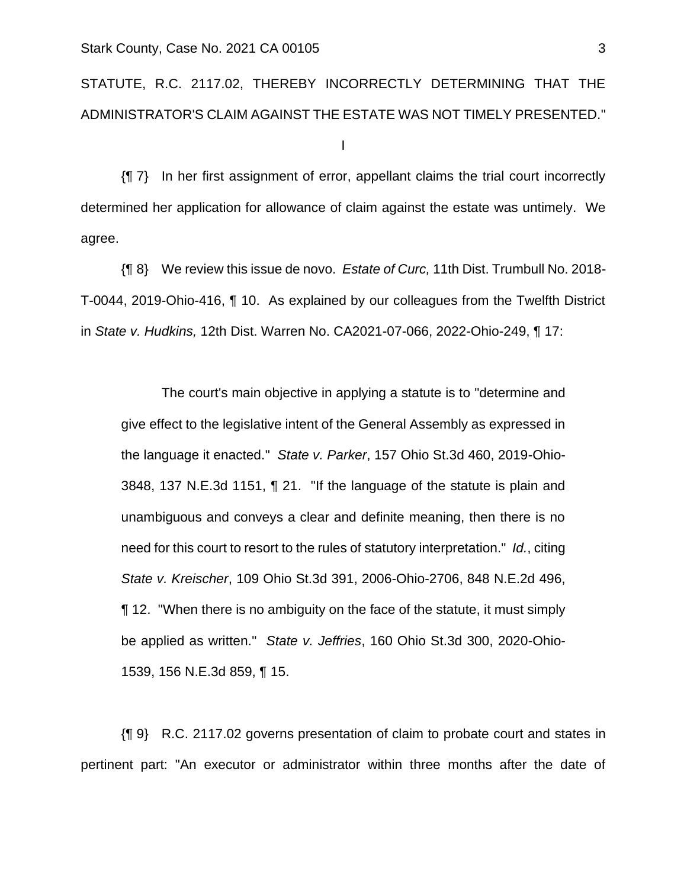STATUTE, R.C. 2117.02, THEREBY INCORRECTLY DETERMINING THAT THE ADMINISTRATOR'S CLAIM AGAINST THE ESTATE WAS NOT TIMELY PRESENTED."

I

{¶ 7} In her first assignment of error, appellant claims the trial court incorrectly determined her application for allowance of claim against the estate was untimely. We agree.

{¶ 8} We review this issue de novo. *Estate of Curc,* 11th Dist. Trumbull No. 2018-T-0044, 2019-Ohio-416, ¶ 10. As explained by our colleagues from the Twelfth District in *State v. Hudkins,* 12th Dist. Warren No. CA2021-07-066, 2022-Ohio-249, ¶ 17:

> The court's main objective in applying a statute is to "determine and give effect to the legislative intent of the General Assembly as expressed in the language it enacted." *State v. Parker*, 157 Ohio St.3d 460, 2019-Ohio-3848, 137 N.E.3d 1151, ¶ 21. "If the language of the statute is plain and unambiguous and conveys a clear and definite meaning, then there is no need for this court to resort to the rules of statutory interpretation." *Id.*, citing *State v. Kreischer*, 109 Ohio St.3d 391, 2006-Ohio-2706, 848 N.E.2d 496, ¶ 12. "When there is no ambiguity on the face of the statute, it must simply be applied as written." *State v. Jeffries*, 160 Ohio St.3d 300, 2020-Ohio-1539, 156 N.E.3d 859, ¶ 15.

{¶ 9} R.C. 2117.02 governs presentation of claim to probate court and states in pertinent part: "An executor or administrator within three months after the date of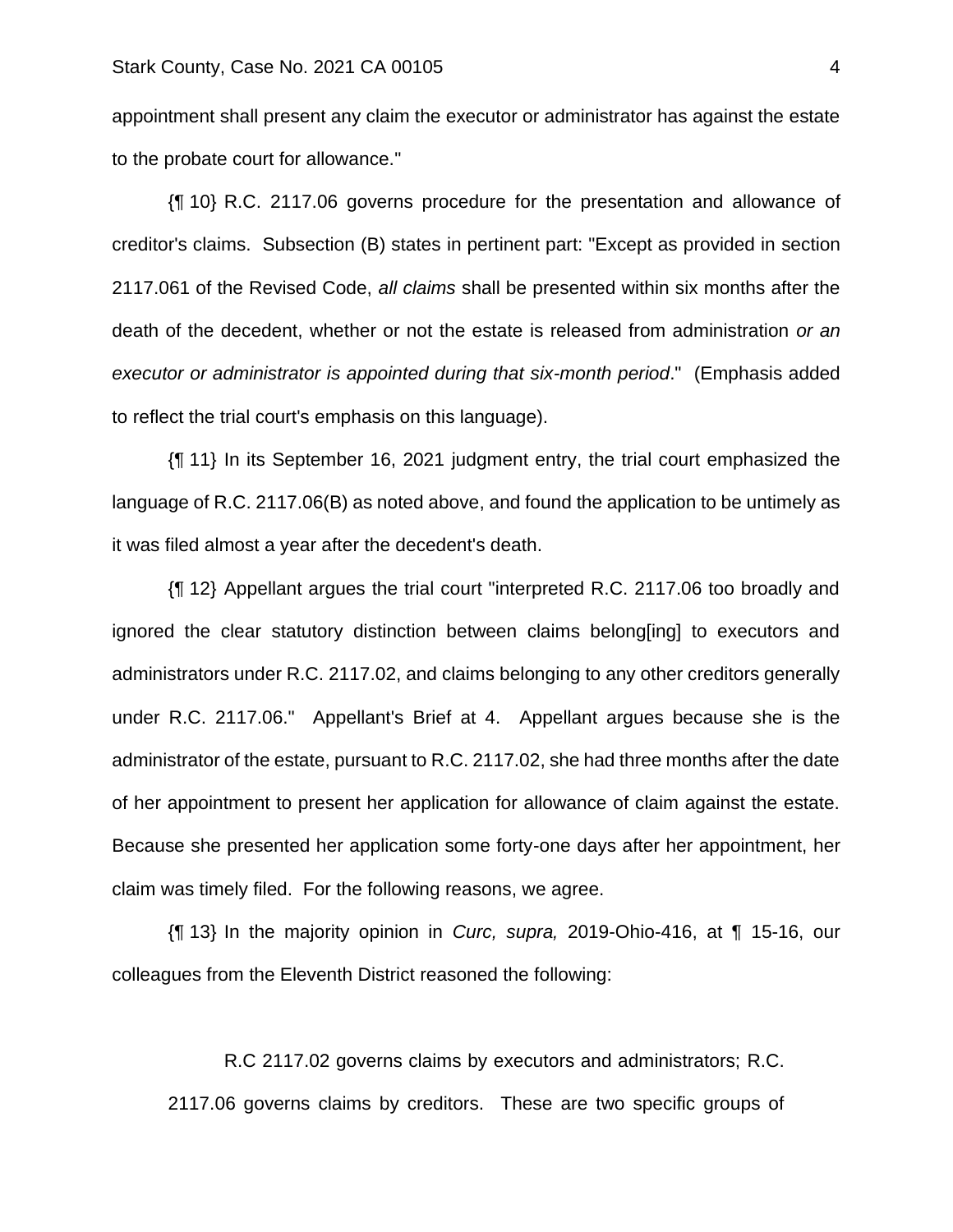appointment shall present any claim the executor or administrator has against the estate to the probate court for allowance."

{¶ 10} R.C. 2117.06 governs procedure for the presentation and allowance of creditor's claims. Subsection (B) states in pertinent part: "Except as provided in section 2117.061 of the Revised Code, *all claims* shall be presented within six months after the death of the decedent, whether or not the estate is released from administration *or an executor or administrator is appointed during that six-month period*." (Emphasis added to reflect the trial court's emphasis on this language).

{¶ 11} In its September 16, 2021 judgment entry, the trial court emphasized the language of R.C. 2117.06(B) as noted above, and found the application to be untimely as it was filed almost a year after the decedent's death.

{¶ 12} Appellant argues the trial court "interpreted R.C. 2117.06 too broadly and ignored the clear statutory distinction between claims belong[ing] to executors and administrators under R.C. 2117.02, and claims belonging to any other creditors generally under R.C. 2117.06." Appellant's Brief at 4. Appellant argues because she is the administrator of the estate, pursuant to R.C. 2117.02, she had three months after the date of her appointment to present her application for allowance of claim against the estate. Because she presented her application some forty-one days after her appointment, her claim was timely filed. For the following reasons, we agree.

{¶ 13} In the majority opinion in *Curc, supra,* 2019-Ohio-416, at ¶ 15-16, our colleagues from the Eleventh District reasoned the following:

> R.C 2117.02 governs claims by executors and administrators; R.C. 2117.06 governs claims by creditors. These are two specific groups of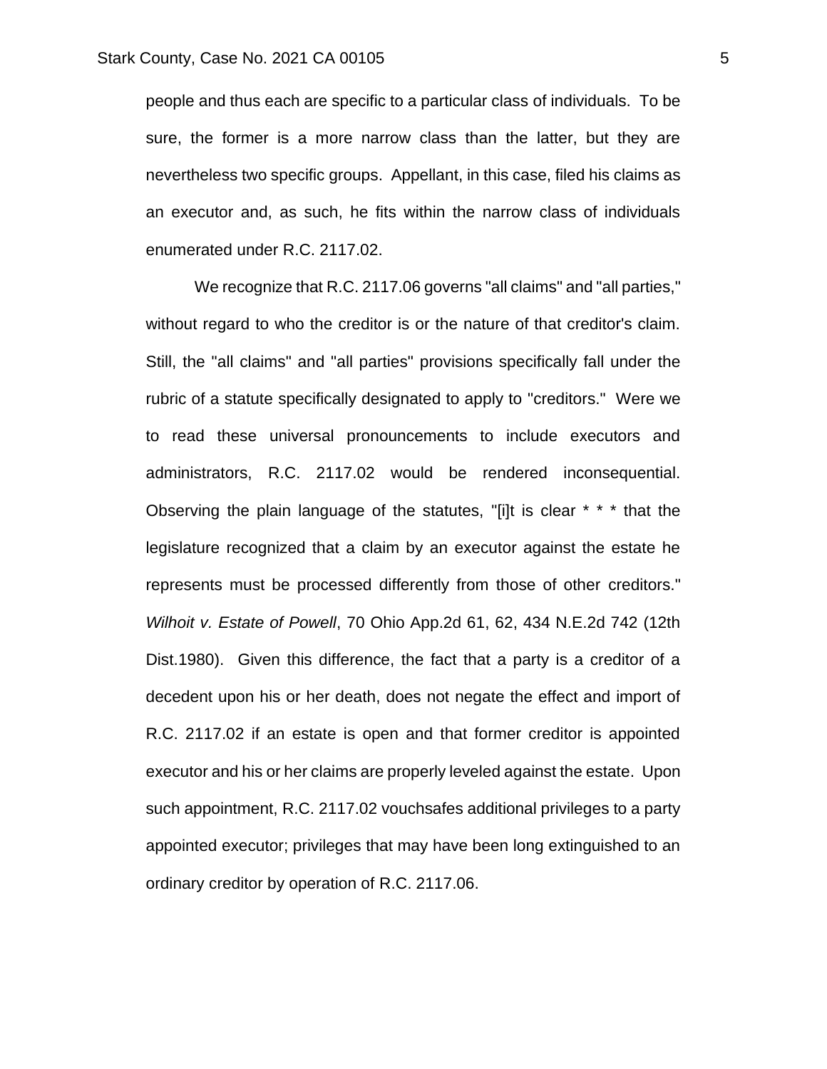people and thus each are specific to a particular class of individuals. To be sure, the former is a more narrow class than the latter, but they are nevertheless two specific groups. Appellant, in this case, filed his claims as an executor and, as such, he fits within the narrow class of individuals enumerated under R.C. 2117.02.

We recognize that R.C. 2117.06 governs "all claims" and "all parties," without regard to who the creditor is or the nature of that creditor's claim. Still, the "all claims" and "all parties" provisions specifically fall under the rubric of a statute specifically designated to apply to "creditors." Were we to read these universal pronouncements to include executors and administrators, R.C. 2117.02 would be rendered inconsequential. Observing the plain language of the statutes, "[i]t is clear * * * that the legislature recognized that a claim by an executor against the estate he represents must be processed differently from those of other creditors." *Wilhoit v. Estate of Powell*, 70 Ohio App.2d 61, 62, 434 N.E.2d 742 (12th Dist.1980). Given this difference, the fact that a party is a creditor of a decedent upon his or her death, does not negate the effect and import of R.C. 2117.02 if an estate is open and that former creditor is appointed executor and his or her claims are properly leveled against the estate. Upon such appointment, R.C. 2117.02 vouchsafes additional privileges to a party appointed executor; privileges that may have been long extinguished to an ordinary creditor by operation of R.C. 2117.06.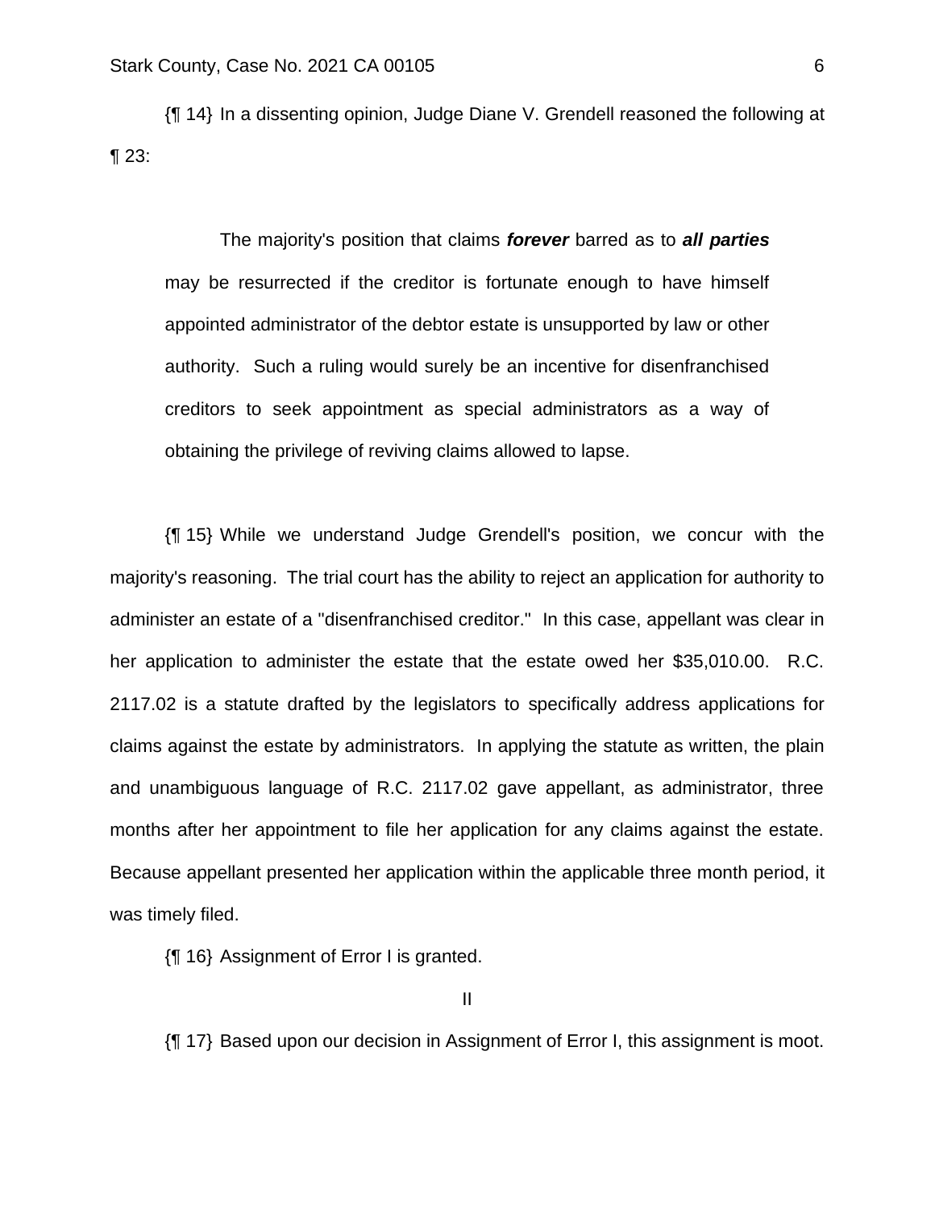{¶ 14} In a dissenting opinion, Judge Diane V. Grendell reasoned the following at ¶ 23:

> The majority's position that claims ***forever*** barred as to ***all parties*** may be resurrected if the creditor is fortunate enough to have himself appointed administrator of the debtor estate is unsupported by law or other authority. Such a ruling would surely be an incentive for disenfranchised creditors to seek appointment as special administrators as a way of obtaining the privilege of reviving claims allowed to lapse.

{¶ 15} While we understand Judge Grendell's position, we concur with the majority's reasoning. The trial court has the ability to reject an application for authority to administer an estate of a "disenfranchised creditor." In this case, appellant was clear in her application to administer the estate that the estate owed her $35,010.00. R.C. 2117.02 is a statute drafted by the legislators to specifically address applications for claims against the estate by administrators. In applying the statute as written, the plain and unambiguous language of R.C. 2117.02 gave appellant, as administrator, three months after her appointment to file her application for any claims against the estate. Because appellant presented her application within the applicable three month period, it was timely filed.

{¶ 16} Assignment of Error I is granted.

II

{¶ 17} Based upon our decision in Assignment of Error I, this assignment is moot.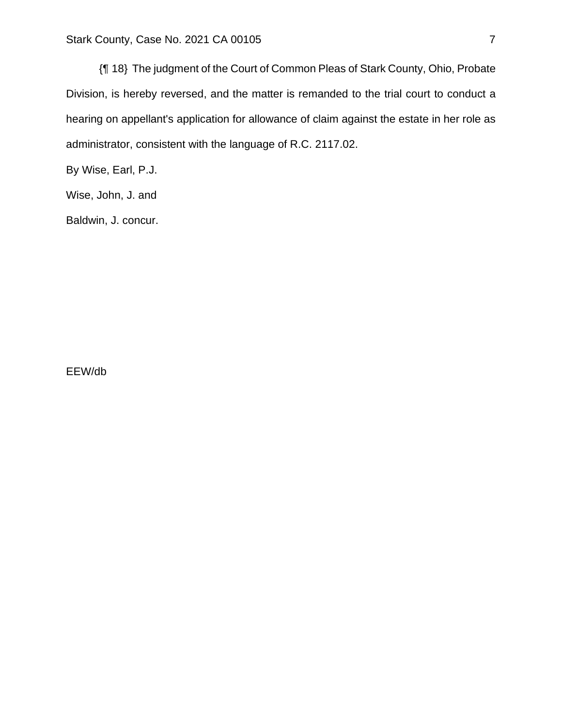{¶ 18} The judgment of the Court of Common Pleas of Stark County, Ohio, Probate Division, is hereby reversed, and the matter is remanded to the trial court to conduct a hearing on appellant's application for allowance of claim against the estate in her role as administrator, consistent with the language of R.C. 2117.02.

By Wise, Earl, P.J.

Wise, John, J. and

Baldwin, J. concur.

EEW/db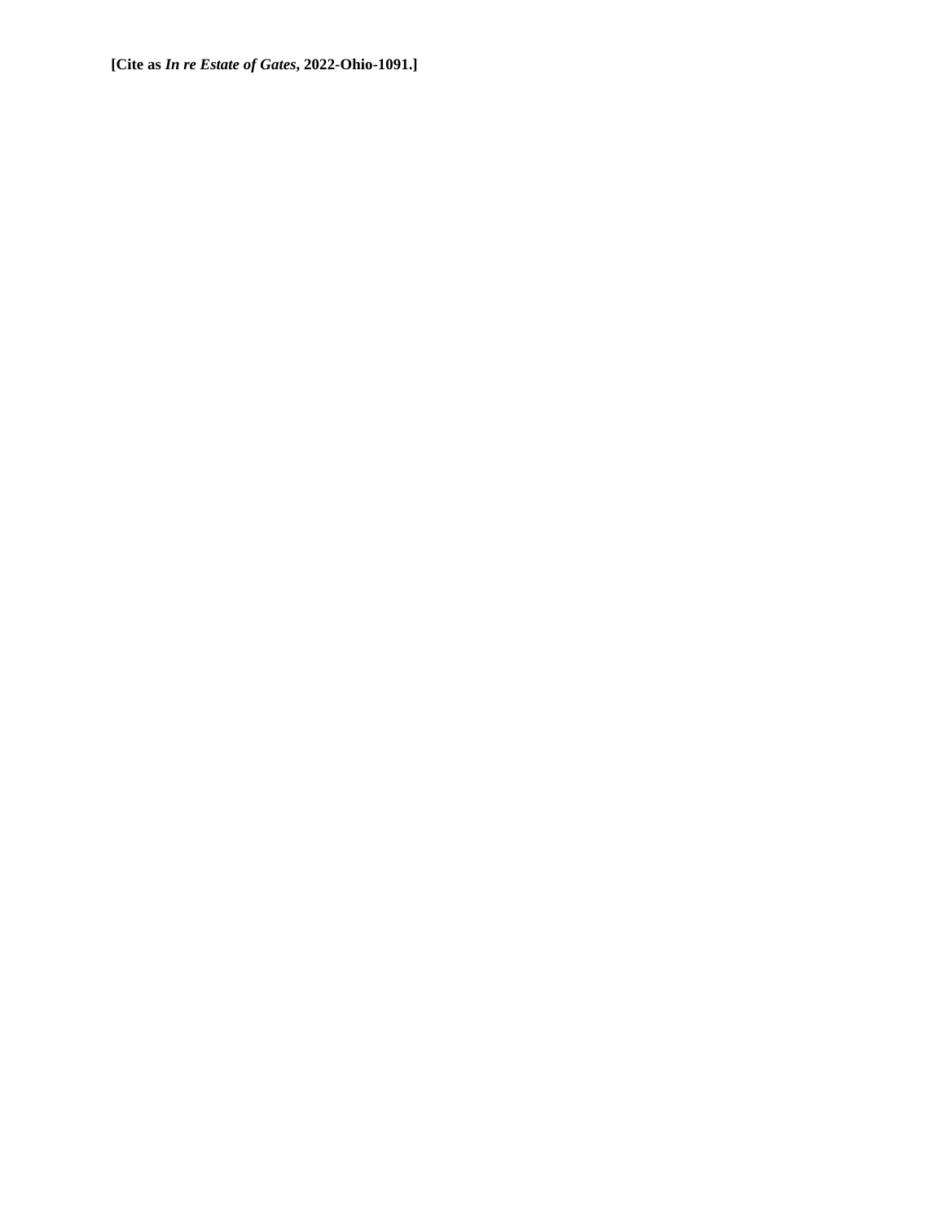**[Cite as *In re Estate of Gates*, 2022-Ohio-1091.]**